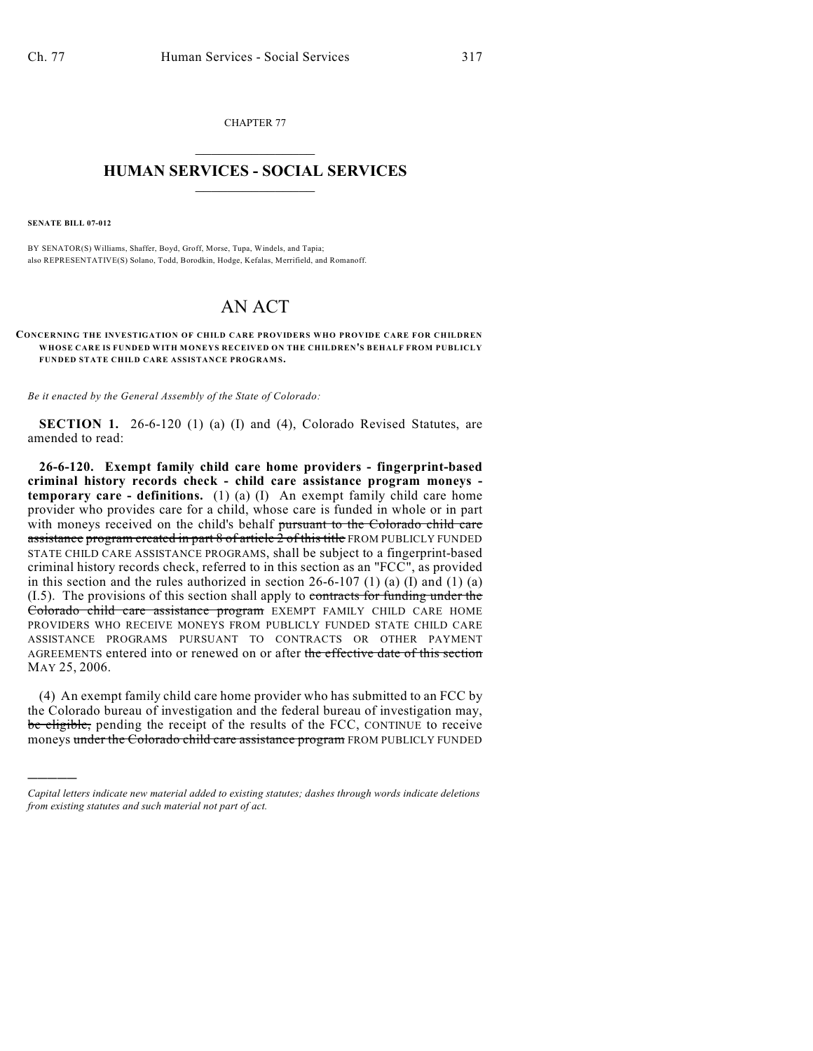CHAPTER 77

# HUMAN SERVICES - SOCIAL SERVICES

**SENATE BILL 07-012**

BY SENATOR(S) Williams, Shaffer, Boyd, Groff, Morse, Tupa, Windels, and Tapia;
also REPRESENTATIVE(S) Solano, Todd, Borodkin, Hodge, Kefalas, Merrifield, and Romanoff.

# AN ACT

**CONCERNING THE INVESTIGATION OF CHILD CARE PROVIDERS WHO PROVIDE CARE FOR CHILDREN WHOSE CARE IS FUNDED WITH MONEYS RECEIVED ON THE CHILDREN'S BEHALF FROM PUBLICLY FUNDED STATE CHILD CARE ASSISTANCE PROGRAMS.**

*Be it enacted by the General Assembly of the State of Colorado:*

**SECTION 1.** 26-6-120 (1) (a) (I) and (4), Colorado Revised Statutes, are amended to read:

**26-6-120. Exempt family child care home providers - fingerprint-based criminal history records check - child care assistance program moneys - temporary care - definitions.** (1) (a) (I) An exempt family child care home provider who provides care for a child, whose care is funded in whole or in part with moneys received on the child's behalf ~~pursuant to the Colorado child care assistance program created in part 8 of article 2 of this title~~ FROM PUBLICLY FUNDED STATE CHILD CARE ASSISTANCE PROGRAMS, shall be subject to a fingerprint-based criminal history records check, referred to in this section as an "FCC", as provided in this section and the rules authorized in section 26-6-107 (1) (a) (I) and (1) (a) (I.5). The provisions of this section shall apply to ~~contracts for funding under the Colorado child care assistance program~~ EXEMPT FAMILY CHILD CARE HOME PROVIDERS WHO RECEIVE MONEYS FROM PUBLICLY FUNDED STATE CHILD CARE ASSISTANCE PROGRAMS PURSUANT TO CONTRACTS OR OTHER PAYMENT AGREEMENTS entered into or renewed on or after ~~the effective date of this section~~ MAY 25, 2006.

(4) An exempt family child care home provider who has submitted to an FCC by the Colorado bureau of investigation and the federal bureau of investigation may, ~~be eligible,~~ pending the receipt of the results of the FCC, CONTINUE to receive moneys ~~under the Colorado child care assistance program~~ FROM PUBLICLY FUNDED

---

*Capital letters indicate new material added to existing statutes; dashes through words indicate deletions from existing statutes and such material not part of act.*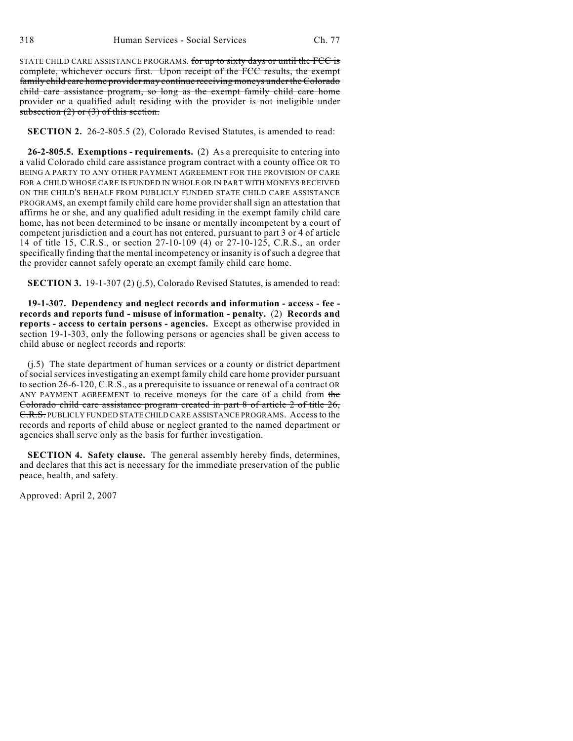STATE CHILD CARE ASSISTANCE PROGRAMS. ~~for up to sixty days or until the FCC is complete, whichever occurs first. Upon receipt of the FCC results, the exempt family child care home provider may continue receiving moneys under the Colorado child care assistance program, so long as the exempt family child care home provider or a qualified adult residing with the provider is not ineligible under subsection (2) or (3) of this section.~~

**SECTION 2.** 26-2-805.5 (2), Colorado Revised Statutes, is amended to read:

**26-2-805.5. Exemptions - requirements.** (2) As a prerequisite to entering into a valid Colorado child care assistance program contract with a county office OR TO BEING A PARTY TO ANY OTHER PAYMENT AGREEMENT FOR THE PROVISION OF CARE FOR A CHILD WHOSE CARE IS FUNDED IN WHOLE OR IN PART WITH MONEYS RECEIVED ON THE CHILD'S BEHALF FROM PUBLICLY FUNDED STATE CHILD CARE ASSISTANCE PROGRAMS, an exempt family child care home provider shall sign an attestation that affirms he or she, and any qualified adult residing in the exempt family child care home, has not been determined to be insane or mentally incompetent by a court of competent jurisdiction and a court has not entered, pursuant to part 3 or 4 of article 14 of title 15, C.R.S., or section 27-10-109 (4) or 27-10-125, C.R.S., an order specifically finding that the mental incompetency or insanity is of such a degree that the provider cannot safely operate an exempt family child care home.

**SECTION 3.** 19-1-307 (2) (j.5), Colorado Revised Statutes, is amended to read:

**19-1-307. Dependency and neglect records and information - access - fee - records and reports fund - misuse of information - penalty.** (2) **Records and reports - access to certain persons - agencies.** Except as otherwise provided in section 19-1-303, only the following persons or agencies shall be given access to child abuse or neglect records and reports:

(j.5) The state department of human services or a county or district department of social services investigating an exempt family child care home provider pursuant to section 26-6-120, C.R.S., as a prerequisite to issuance or renewal of a contract OR ANY PAYMENT AGREEMENT to receive moneys for the care of a child from ~~the Colorado child care assistance program created in part 8 of article 2 of title 26, C.R.S.~~ PUBLICLY FUNDED STATE CHILD CARE ASSISTANCE PROGRAMS. Access to the records and reports of child abuse or neglect granted to the named department or agencies shall serve only as the basis for further investigation.

**SECTION 4. Safety clause.** The general assembly hereby finds, determines, and declares that this act is necessary for the immediate preservation of the public peace, health, and safety.

Approved: April 2, 2007